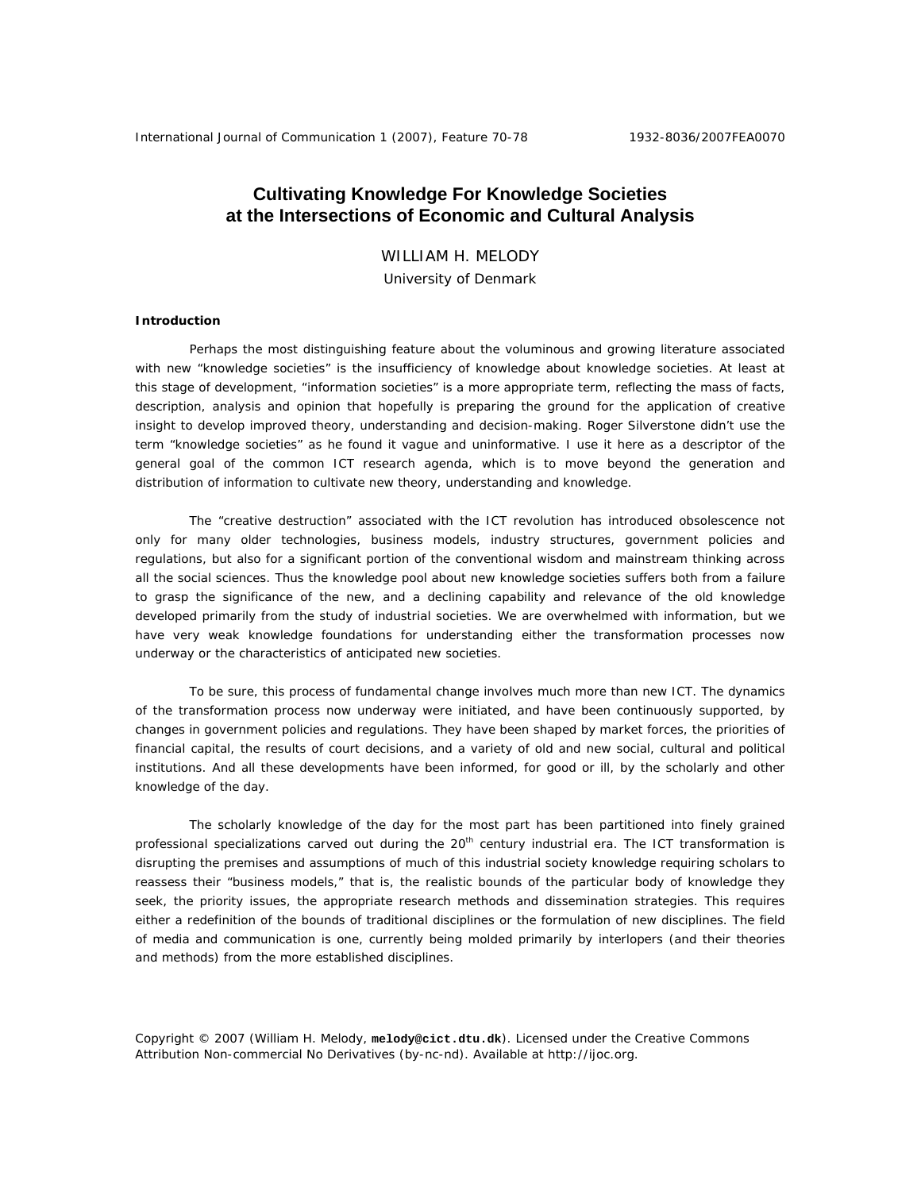# Cultivating Knowledge For Knowledge Societies at the Intersections of Economic and Cultural Analysis

WILLIAM H. MELODY
University of Denmark

**Introduction**

Perhaps the most distinguishing feature about the voluminous and growing literature associated with new "knowledge societies" is the insufficiency of knowledge about knowledge societies. At least at this stage of development, "information societies" is a more appropriate term, reflecting the mass of facts, description, analysis and opinion that hopefully is preparing the ground for the application of creative insight to develop improved theory, understanding and decision-making. Roger Silverstone didn't use the term "knowledge societies" as he found it vague and uninformative. I use it here as a descriptor of the general goal of the common ICT research agenda, which is to move beyond the generation and distribution of information to cultivate new theory, understanding and knowledge.

The "creative destruction" associated with the ICT revolution has introduced obsolescence not only for many older technologies, business models, industry structures, government policies and regulations, but also for a significant portion of the conventional wisdom and mainstream thinking across all the social sciences. Thus the knowledge pool about new knowledge societies suffers both from a failure to grasp the significance of the new, and a declining capability and relevance of the old knowledge developed primarily from the study of industrial societies. We are overwhelmed with information, but we have very weak knowledge foundations for understanding either the transformation processes now underway or the characteristics of anticipated new societies.

To be sure, this process of fundamental change involves much more than new ICT. The dynamics of the transformation process now underway were initiated, and have been continuously supported, by changes in government policies and regulations. They have been shaped by market forces, the priorities of financial capital, the results of court decisions, and a variety of old and new social, cultural and political institutions. And all these developments have been informed, for good or ill, by the scholarly and other knowledge of the day.

The scholarly knowledge of the day for the most part has been partitioned into finely grained professional specializations carved out during the 20th century industrial era. The ICT transformation is disrupting the premises and assumptions of much of this industrial society knowledge requiring scholars to reassess their "business models," that is, the realistic bounds of the particular body of knowledge they seek, the priority issues, the appropriate research methods and dissemination strategies. This requires either a redefinition of the bounds of traditional disciplines or the formulation of new disciplines. The field of media and communication is one, currently being molded primarily by interlopers (and their theories and methods) from the more established disciplines.

Copyright © 2007 (William H. Melody, **melody@cict.dtu.dk**). Licensed under the Creative Commons Attribution Non-commercial No Derivatives (by-nc-nd). Available at http://ijoc.org.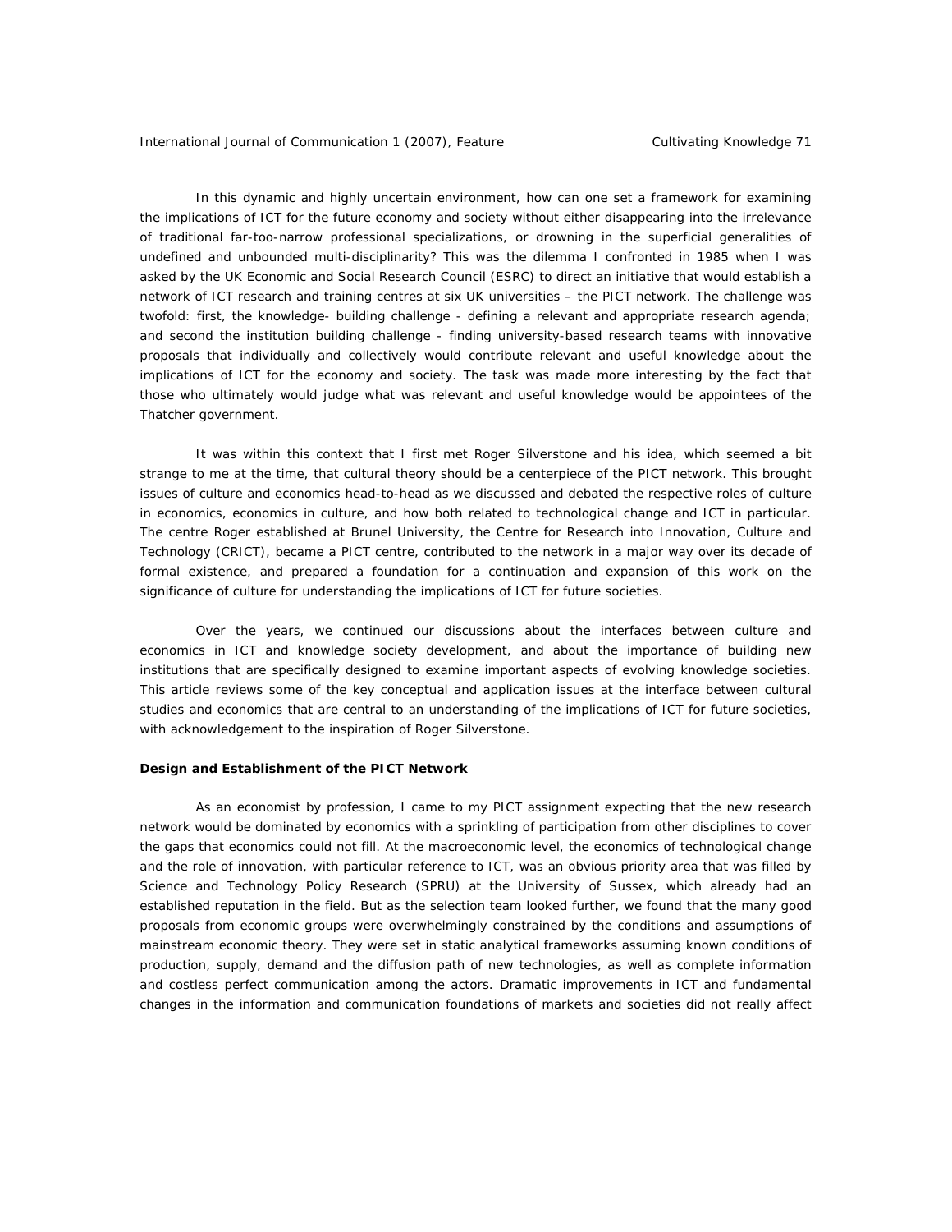In this dynamic and highly uncertain environment, how can one set a framework for examining the implications of ICT for the future economy and society without either disappearing into the irrelevance of traditional far-too-narrow professional specializations, or drowning in the superficial generalities of undefined and unbounded multi-disciplinarity? This was the dilemma I confronted in 1985 when I was asked by the UK Economic and Social Research Council (ESRC) to direct an initiative that would establish a network of ICT research and training centres at six UK universities – the PICT network. The challenge was twofold: first, the knowledge- building challenge - defining a relevant and appropriate research agenda; and second the institution building challenge - finding university-based research teams with innovative proposals that individually and collectively would contribute relevant and useful knowledge about the implications of ICT for the economy and society. The task was made more interesting by the fact that those who ultimately would judge what was relevant and useful knowledge would be appointees of the Thatcher government.

It was within this context that I first met Roger Silverstone and his idea, which seemed a bit strange to me at the time, that cultural theory should be a centerpiece of the PICT network. This brought issues of culture and economics head-to-head as we discussed and debated the respective roles of culture in economics, economics in culture, and how both related to technological change and ICT in particular. The centre Roger established at Brunel University, the Centre for Research into Innovation, Culture and Technology (CRICT), became a PICT centre, contributed to the network in a major way over its decade of formal existence, and prepared a foundation for a continuation and expansion of this work on the significance of culture for understanding the implications of ICT for future societies.

Over the years, we continued our discussions about the interfaces between culture and economics in ICT and knowledge society development, and about the importance of building new institutions that are specifically designed to examine important aspects of evolving knowledge societies. This article reviews some of the key conceptual and application issues at the interface between cultural studies and economics that are central to an understanding of the implications of ICT for future societies, with acknowledgement to the inspiration of Roger Silverstone.

**Design and Establishment of the PICT Network**

As an economist by profession, I came to my PICT assignment expecting that the new research network would be dominated by economics with a sprinkling of participation from other disciplines to cover the gaps that economics could not fill. At the macroeconomic level, the economics of technological change and the role of innovation, with particular reference to ICT, was an obvious priority area that was filled by Science and Technology Policy Research (SPRU) at the University of Sussex, which already had an established reputation in the field. But as the selection team looked further, we found that the many good proposals from economic groups were overwhelmingly constrained by the conditions and assumptions of mainstream economic theory. They were set in static analytical frameworks assuming known conditions of production, supply, demand and the diffusion path of new technologies, as well as complete information and costless perfect communication among the actors. Dramatic improvements in ICT and fundamental changes in the information and communication foundations of markets and societies did not really affect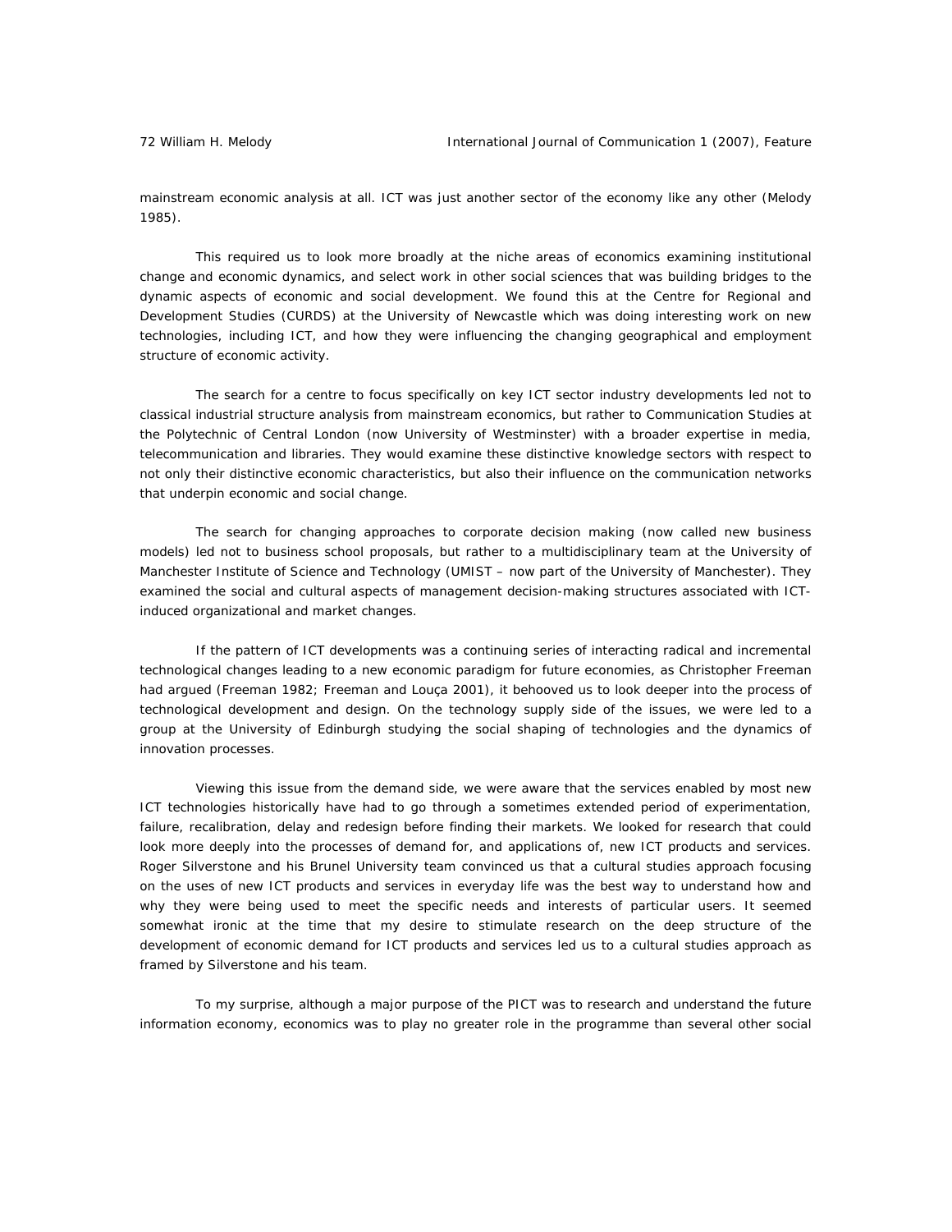mainstream economic analysis at all. ICT was just another sector of the economy like any other (Melody 1985).

This required us to look more broadly at the niche areas of economics examining institutional change and economic dynamics, and select work in other social sciences that was building bridges to the dynamic aspects of economic and social development. We found this at the Centre for Regional and Development Studies (CURDS) at the University of Newcastle which was doing interesting work on new technologies, including ICT, and how they were influencing the changing geographical and employment structure of economic activity.

The search for a centre to focus specifically on key ICT sector industry developments led not to classical industrial structure analysis from mainstream economics, but rather to Communication Studies at the Polytechnic of Central London (now University of Westminster) with a broader expertise in media, telecommunication and libraries. They would examine these distinctive knowledge sectors with respect to not only their distinctive economic characteristics, but also their influence on the communication networks that underpin economic and social change.

The search for changing approaches to corporate decision making (now called new business models) led not to business school proposals, but rather to a multidisciplinary team at the University of Manchester Institute of Science and Technology (UMIST – now part of the University of Manchester). They examined the social and cultural aspects of management decision-making structures associated with ICT-induced organizational and market changes.

If the pattern of ICT developments was a continuing series of interacting radical and incremental technological changes leading to a new economic paradigm for future economies, as Christopher Freeman had argued (Freeman 1982; Freeman and Louça 2001), it behooved us to look deeper into the process of technological development and design. On the technology supply side of the issues, we were led to a group at the University of Edinburgh studying the social shaping of technologies and the dynamics of innovation processes.

Viewing this issue from the demand side, we were aware that the services enabled by most new ICT technologies historically have had to go through a sometimes extended period of experimentation, failure, recalibration, delay and redesign before finding their markets. We looked for research that could look more deeply into the processes of demand for, and applications of, new ICT products and services. Roger Silverstone and his Brunel University team convinced us that a cultural studies approach focusing on the uses of new ICT products and services in everyday life was the best way to understand how and why they were being used to meet the specific needs and interests of particular users. It seemed somewhat ironic at the time that my desire to stimulate research on the deep structure of the development of economic demand for ICT products and services led us to a cultural studies approach as framed by Silverstone and his team.

To my surprise, although a major purpose of the PICT was to research and understand the future information economy, economics was to play no greater role in the programme than several other social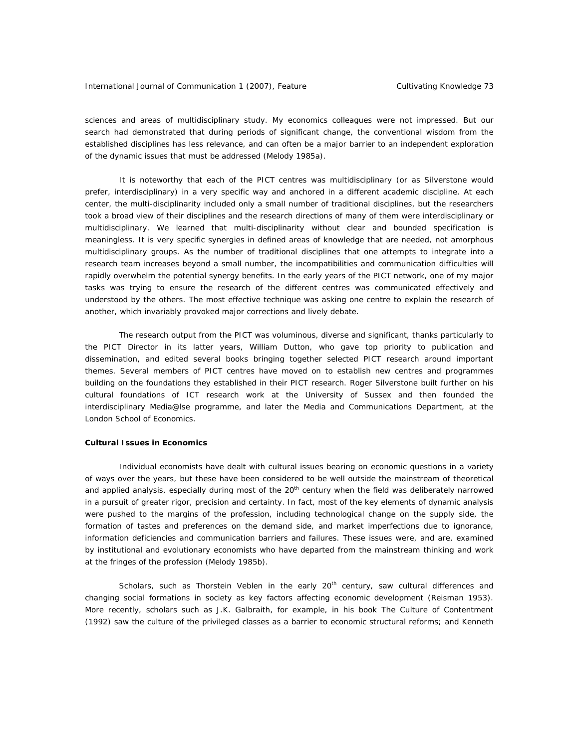sciences and areas of multidisciplinary study. My economics colleagues were not impressed. But our search had demonstrated that during periods of significant change, the conventional wisdom from the established disciplines has less relevance, and can often be a major barrier to an independent exploration of the dynamic issues that must be addressed (Melody 1985a).

It is noteworthy that each of the PICT centres was multidisciplinary (or as Silverstone would prefer, interdisciplinary) in a very specific way and anchored in a different academic discipline. At each center, the multi-disciplinarity included only a small number of traditional disciplines, but the researchers took a broad view of their disciplines and the research directions of many of them were interdisciplinary or multidisciplinary. We learned that multi-disciplinarity without clear and bounded specification is meaningless. It is very specific synergies in defined areas of knowledge that are needed, not amorphous multidisciplinary groups. As the number of traditional disciplines that one attempts to integrate into a research team increases beyond a small number, the incompatibilities and communication difficulties will rapidly overwhelm the potential synergy benefits. In the early years of the PICT network, one of my major tasks was trying to ensure the research of the different centres was communicated effectively and understood by the others. The most effective technique was asking one centre to explain the research of another, which invariably provoked major corrections and lively debate.

The research output from the PICT was voluminous, diverse and significant, thanks particularly to the PICT Director in its latter years, William Dutton, who gave top priority to publication and dissemination, and edited several books bringing together selected PICT research around important themes. Several members of PICT centres have moved on to establish new centres and programmes building on the foundations they established in their PICT research. Roger Silverstone built further on his cultural foundations of ICT research work at the University of Sussex and then founded the interdisciplinary Media@lse programme, and later the Media and Communications Department, at the London School of Economics.

**Cultural Issues in Economics**

Individual economists have dealt with cultural issues bearing on economic questions in a variety of ways over the years, but these have been considered to be well outside the mainstream of theoretical and applied analysis, especially during most of the 20th century when the field was deliberately narrowed in a pursuit of greater rigor, precision and certainty. In fact, most of the key elements of dynamic analysis were pushed to the margins of the profession, including technological change on the supply side, the formation of tastes and preferences on the demand side, and market imperfections due to ignorance, information deficiencies and communication barriers and failures. These issues were, and are, examined by institutional and evolutionary economists who have departed from the mainstream thinking and work at the fringes of the profession (Melody 1985b).

Scholars, such as Thorstein Veblen in the early 20th century, saw cultural differences and changing social formations in society as key factors affecting economic development (Reisman 1953). More recently, scholars such as J.K. Galbraith, for example, in his book The Culture of Contentment (1992) saw the culture of the privileged classes as a barrier to economic structural reforms; and Kenneth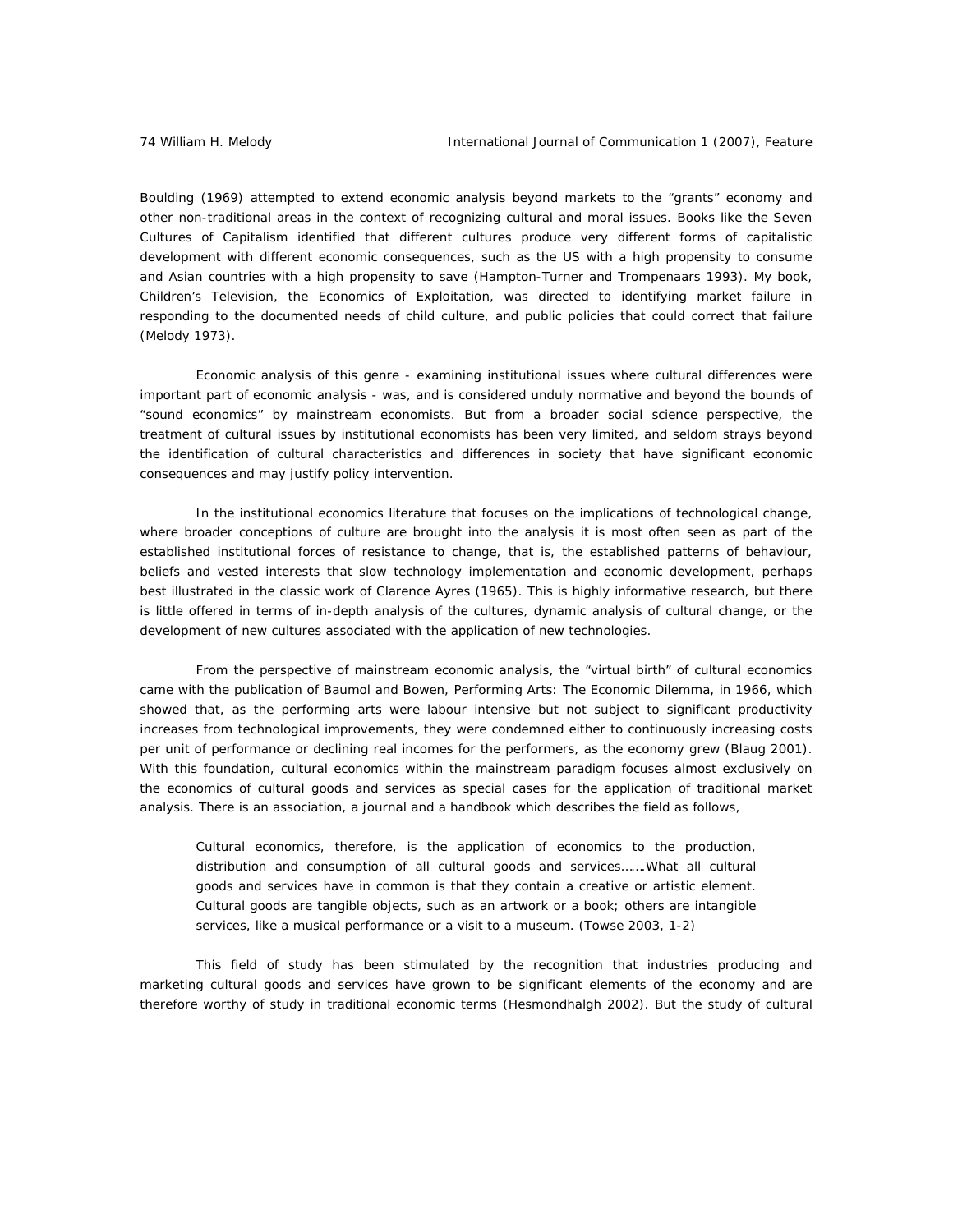Boulding (1969) attempted to extend economic analysis beyond markets to the "grants" economy and other non-traditional areas in the context of recognizing cultural and moral issues. Books like the Seven Cultures of Capitalism identified that different cultures produce very different forms of capitalistic development with different economic consequences, such as the US with a high propensity to consume and Asian countries with a high propensity to save (Hampton-Turner and Trompenaars 1993). My book, Children's Television, the Economics of Exploitation, was directed to identifying market failure in responding to the documented needs of child culture, and public policies that could correct that failure (Melody 1973).

Economic analysis of this genre - examining institutional issues where cultural differences were important part of economic analysis - was, and is considered unduly normative and beyond the bounds of "sound economics" by mainstream economists. But from a broader social science perspective, the treatment of cultural issues by institutional economists has been very limited, and seldom strays beyond the identification of cultural characteristics and differences in society that have significant economic consequences and may justify policy intervention.

In the institutional economics literature that focuses on the implications of technological change, where broader conceptions of culture are brought into the analysis it is most often seen as part of the established institutional forces of resistance to change, that is, the established patterns of behaviour, beliefs and vested interests that slow technology implementation and economic development, perhaps best illustrated in the classic work of Clarence Ayres (1965). This is highly informative research, but there is little offered in terms of in-depth analysis of the cultures, dynamic analysis of cultural change, or the development of new cultures associated with the application of new technologies.

From the perspective of mainstream economic analysis, the "virtual birth" of cultural economics came with the publication of Baumol and Bowen, Performing Arts: The Economic Dilemma, in 1966, which showed that, as the performing arts were labour intensive but not subject to significant productivity increases from technological improvements, they were condemned either to continuously increasing costs per unit of performance or declining real incomes for the performers, as the economy grew (Blaug 2001). With this foundation, cultural economics within the mainstream paradigm focuses almost exclusively on the economics of cultural goods and services as special cases for the application of traditional market analysis. There is an association, a journal and a handbook which describes the field as follows,

> Cultural economics, therefore, is the application of economics to the production, distribution and consumption of all cultural goods and services…….What all cultural goods and services have in common is that they contain a creative or artistic element. Cultural goods are tangible objects, such as an artwork or a book; others are intangible services, like a musical performance or a visit to a museum. (Towse 2003, 1-2)

This field of study has been stimulated by the recognition that industries producing and marketing cultural goods and services have grown to be significant elements of the economy and are therefore worthy of study in traditional economic terms (Hesmondhalgh 2002). But the study of cultural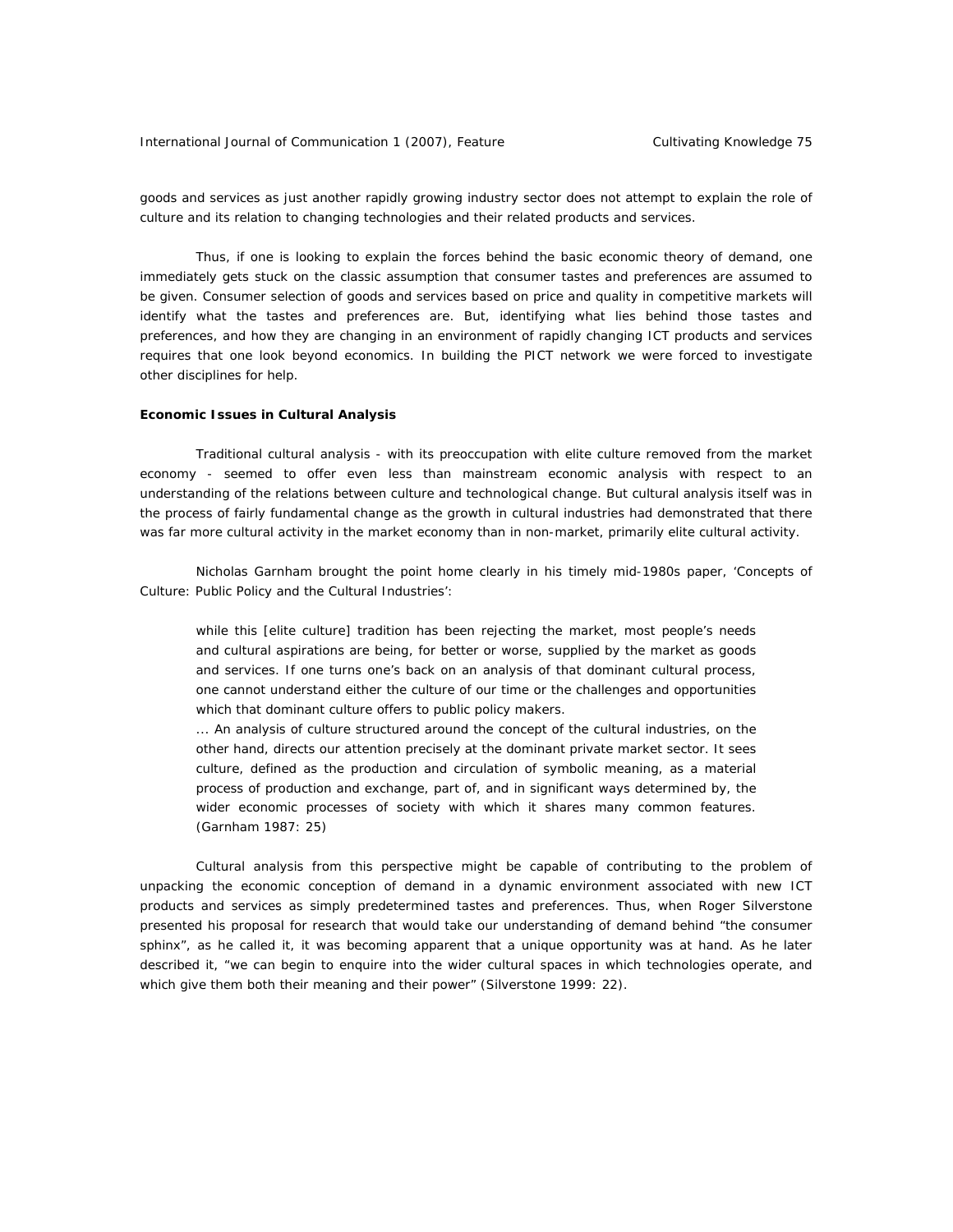goods and services as just another rapidly growing industry sector does not attempt to explain the role of culture and its relation to changing technologies and their related products and services.

Thus, if one is looking to explain the forces behind the basic economic theory of demand, one immediately gets stuck on the classic assumption that consumer tastes and preferences are assumed to be given. Consumer selection of goods and services based on price and quality in competitive markets will identify what the tastes and preferences are. But, identifying what lies behind those tastes and preferences, and how they are changing in an environment of rapidly changing ICT products and services requires that one look beyond economics. In building the PICT network we were forced to investigate other disciplines for help.

**Economic Issues in Cultural Analysis**

Traditional cultural analysis - with its preoccupation with elite culture removed from the market economy - seemed to offer even less than mainstream economic analysis with respect to an understanding of the relations between culture and technological change. But cultural analysis itself was in the process of fairly fundamental change as the growth in cultural industries had demonstrated that there was far more cultural activity in the market economy than in non-market, primarily elite cultural activity.

Nicholas Garnham brought the point home clearly in his timely mid-1980s paper, 'Concepts of Culture: Public Policy and the Cultural Industries':

> while this [elite culture] tradition has been rejecting the market, most people's needs and cultural aspirations are being, for better or worse, supplied by the market as goods and services. If one turns one's back on an analysis of that dominant cultural process, one cannot understand either the culture of our time or the challenges and opportunities which that dominant culture offers to public policy makers.
>
> ... An analysis of culture structured around the concept of the cultural industries, on the other hand, directs our attention precisely at the dominant private market sector. It sees culture, defined as the production and circulation of symbolic meaning, as a material process of production and exchange, part of, and in significant ways determined by, the wider economic processes of society with which it shares many common features. (Garnham 1987: 25)

Cultural analysis from this perspective might be capable of contributing to the problem of unpacking the economic conception of demand in a dynamic environment associated with new ICT products and services as simply predetermined tastes and preferences. Thus, when Roger Silverstone presented his proposal for research that would take our understanding of demand behind "the consumer sphinx", as he called it, it was becoming apparent that a unique opportunity was at hand. As he later described it, "we can begin to enquire into the wider cultural spaces in which technologies operate, and which give them both their meaning and their power" (Silverstone 1999: 22).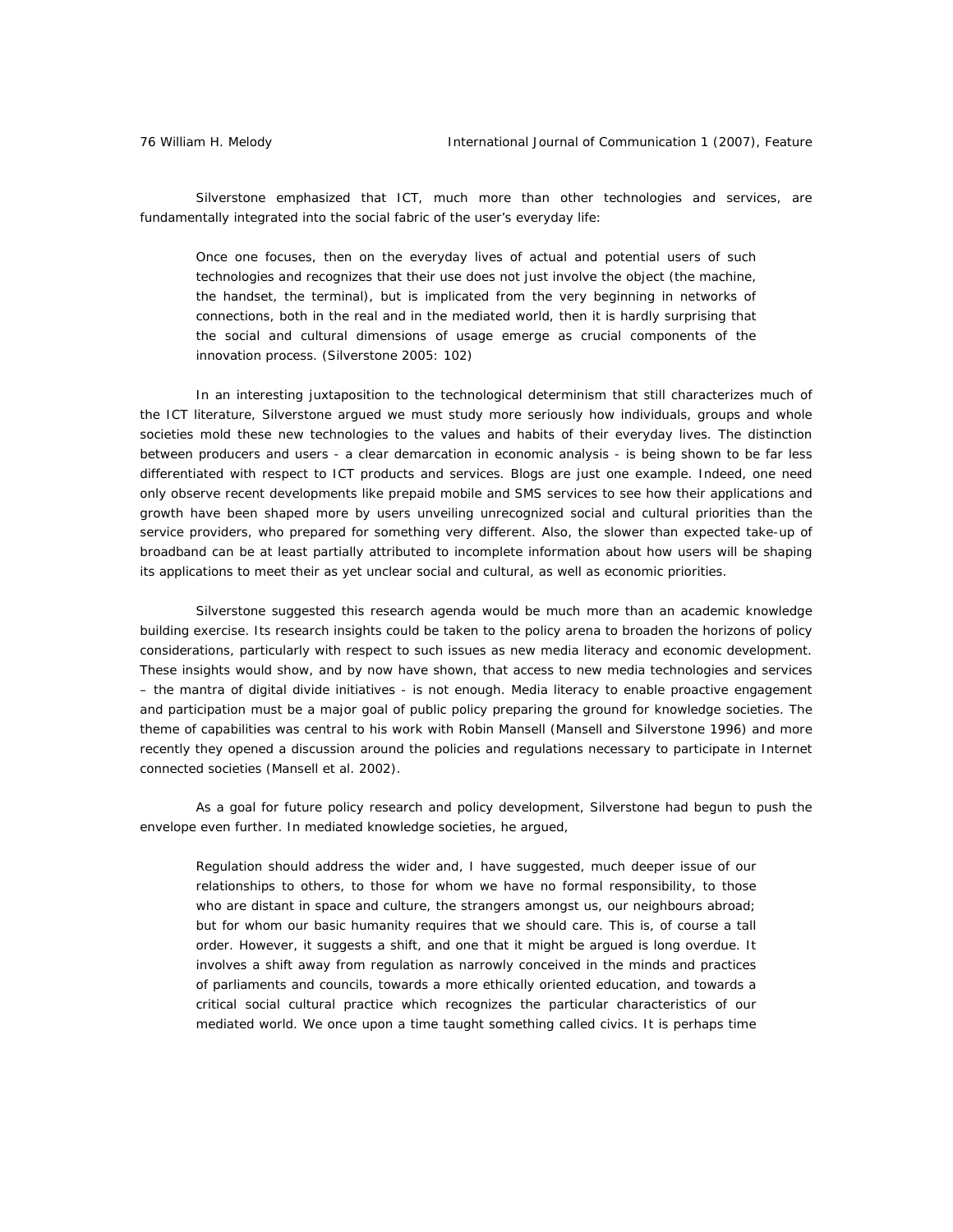Silverstone emphasized that ICT, much more than other technologies and services, are fundamentally integrated into the social fabric of the user's everyday life:

> Once one focuses, then on the everyday lives of actual and potential users of such technologies and recognizes that their use does not just involve the object (the machine, the handset, the terminal), but is implicated from the very beginning in networks of connections, both in the real and in the mediated world, then it is hardly surprising that the social and cultural dimensions of usage emerge as crucial components of the innovation process. (Silverstone 2005: 102)

In an interesting juxtaposition to the technological determinism that still characterizes much of the ICT literature, Silverstone argued we must study more seriously how individuals, groups and whole societies mold these new technologies to the values and habits of their everyday lives. The distinction between producers and users - a clear demarcation in economic analysis - is being shown to be far less differentiated with respect to ICT products and services. Blogs are just one example. Indeed, one need only observe recent developments like prepaid mobile and SMS services to see how their applications and growth have been shaped more by users unveiling unrecognized social and cultural priorities than the service providers, who prepared for something very different. Also, the slower than expected take-up of broadband can be at least partially attributed to incomplete information about how users will be shaping its applications to meet their as yet unclear social and cultural, as well as economic priorities.

Silverstone suggested this research agenda would be much more than an academic knowledge building exercise. Its research insights could be taken to the policy arena to broaden the horizons of policy considerations, particularly with respect to such issues as new media literacy and economic development. These insights would show, and by now have shown, that access to new media technologies and services – the mantra of digital divide initiatives - is not enough. Media literacy to enable proactive engagement and participation must be a major goal of public policy preparing the ground for knowledge societies. The theme of capabilities was central to his work with Robin Mansell (Mansell and Silverstone 1996) and more recently they opened a discussion around the policies and regulations necessary to participate in Internet connected societies (Mansell et al. 2002).

As a goal for future policy research and policy development, Silverstone had begun to push the envelope even further. In mediated knowledge societies, he argued,

> Regulation should address the wider and, I have suggested, much deeper issue of our relationships to others, to those for whom we have no formal responsibility, to those who are distant in space and culture, the strangers amongst us, our neighbours abroad; but for whom our basic humanity requires that we should care. This is, of course a tall order. However, it suggests a shift, and one that it might be argued is long overdue. It involves a shift away from regulation as narrowly conceived in the minds and practices of parliaments and councils, towards a more ethically oriented education, and towards a critical social cultural practice which recognizes the particular characteristics of our mediated world. We once upon a time taught something called civics. It is perhaps time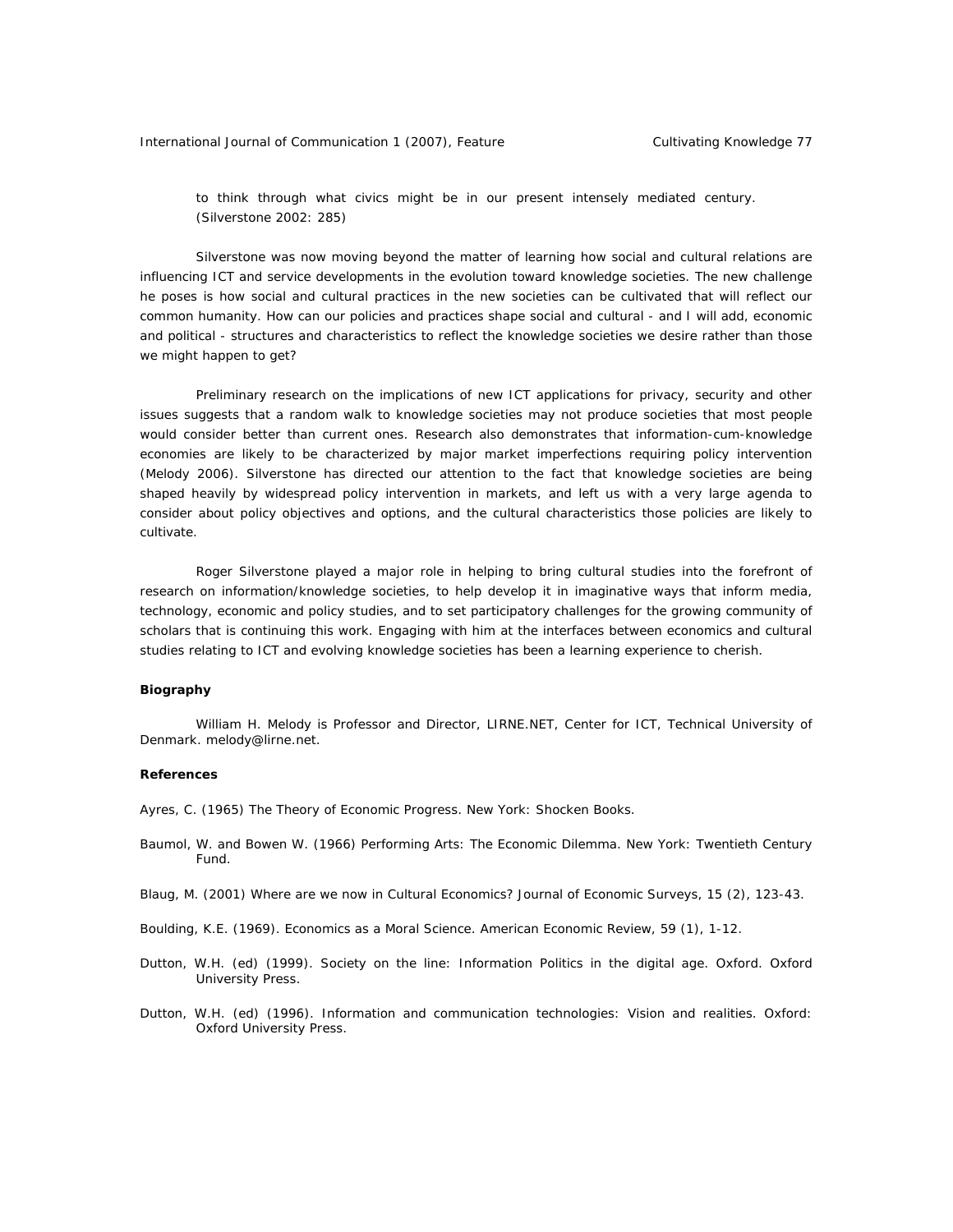> to think through what civics might be in our present intensely mediated century. (Silverstone 2002: 285)

Silverstone was now moving beyond the matter of learning how social and cultural relations are influencing ICT and service developments in the evolution toward knowledge societies. The new challenge he poses is how social and cultural practices in the new societies can be cultivated that will reflect our common humanity. How can our policies and practices shape social and cultural - and I will add, economic and political - structures and characteristics to reflect the knowledge societies we desire rather than those we might happen to get?

Preliminary research on the implications of new ICT applications for privacy, security and other issues suggests that a random walk to knowledge societies may not produce societies that most people would consider better than current ones. Research also demonstrates that information-cum-knowledge economies are likely to be characterized by major market imperfections requiring policy intervention (Melody 2006). Silverstone has directed our attention to the fact that knowledge societies are being shaped heavily by widespread policy intervention in markets, and left us with a very large agenda to consider about policy objectives and options, and the cultural characteristics those policies are likely to cultivate.

Roger Silverstone played a major role in helping to bring cultural studies into the forefront of research on information/knowledge societies, to help develop it in imaginative ways that inform media, technology, economic and policy studies, and to set participatory challenges for the growing community of scholars that is continuing this work. Engaging with him at the interfaces between economics and cultural studies relating to ICT and evolving knowledge societies has been a learning experience to cherish.

**Biography**

William H. Melody is Professor and Director, LIRNE.NET, Center for ICT, Technical University of Denmark. melody@lirne.net.

**References**

Ayres, C. (1965) The Theory of Economic Progress. New York: Shocken Books.

Baumol, W. and Bowen W. (1966) Performing Arts: The Economic Dilemma. New York: Twentieth Century Fund.

Blaug, M. (2001) Where are we now in Cultural Economics? Journal of Economic Surveys, 15 (2), 123-43.

Boulding, K.E. (1969). Economics as a Moral Science. American Economic Review, 59 (1), 1-12.

Dutton, W.H. (ed) (1999). Society on the line: Information Politics in the digital age. Oxford. Oxford University Press.

Dutton, W.H. (ed) (1996). Information and communication technologies: Vision and realities. Oxford: Oxford University Press.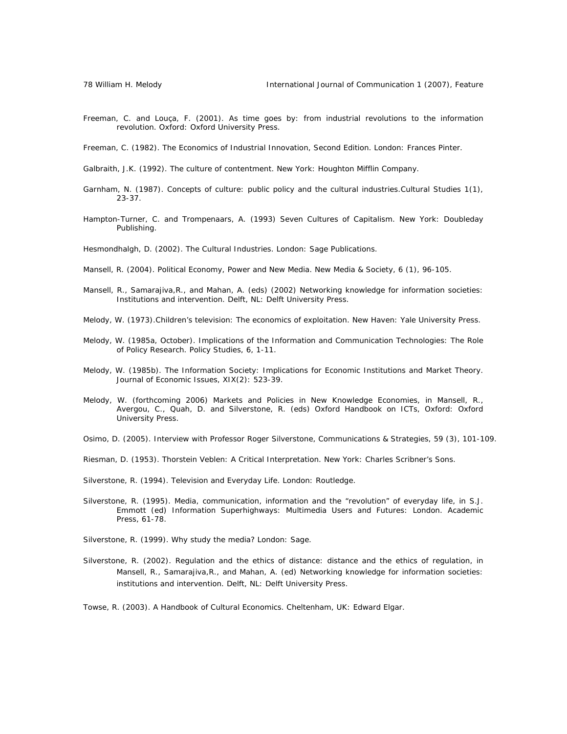Freeman, C. and Louça, F. (2001). As time goes by: from industrial revolutions to the information revolution. Oxford: Oxford University Press.

Freeman, C. (1982). The Economics of Industrial Innovation, Second Edition. London: Frances Pinter.

Galbraith, J.K. (1992). The culture of contentment. New York: Houghton Mifflin Company.

Garnham, N. (1987). Concepts of culture: public policy and the cultural industries.Cultural Studies 1(1), 23-37.

Hampton-Turner, C. and Trompenaars, A. (1993) Seven Cultures of Capitalism. New York: Doubleday Publishing.

Hesmondhalgh, D. (2002). The Cultural Industries. London: Sage Publications.

Mansell, R. (2004). Political Economy, Power and New Media. New Media & Society, 6 (1), 96-105.

Mansell, R., Samarajiva,R., and Mahan, A. (eds) (2002) Networking knowledge for information societies: Institutions and intervention. Delft, NL: Delft University Press.

Melody, W. (1973).Children's television: The economics of exploitation. New Haven: Yale University Press.

Melody, W. (1985a, October). Implications of the Information and Communication Technologies: The Role of Policy Research. Policy Studies, 6, 1-11.

Melody, W. (1985b). The Information Society: Implications for Economic Institutions and Market Theory. Journal of Economic Issues, XIX(2): 523-39.

Melody, W. (forthcoming 2006) Markets and Policies in New Knowledge Economies, in Mansell, R., Avergou, C., Quah, D. and Silverstone, R. (eds) Oxford Handbook on ICTs, Oxford: Oxford University Press.

Osimo, D. (2005). Interview with Professor Roger Silverstone, Communications & Strategies, 59 (3), 101-109.

Riesman, D. (1953). Thorstein Veblen: A Critical Interpretation. New York: Charles Scribner's Sons.

Silverstone, R. (1994). Television and Everyday Life. London: Routledge.

Silverstone, R. (1995). Media, communication, information and the "revolution" of everyday life, in S.J. Emmott (ed) Information Superhighways: Multimedia Users and Futures: London. Academic Press, 61-78.

Silverstone, R. (1999). Why study the media? London: Sage.

Silverstone, R. (2002). Regulation and the ethics of distance: distance and the ethics of regulation, in Mansell, R., Samarajiva,R., and Mahan, A. (ed) Networking knowledge for information societies: institutions and intervention. Delft, NL: Delft University Press.

Towse, R. (2003). A Handbook of Cultural Economics. Cheltenham, UK: Edward Elgar.